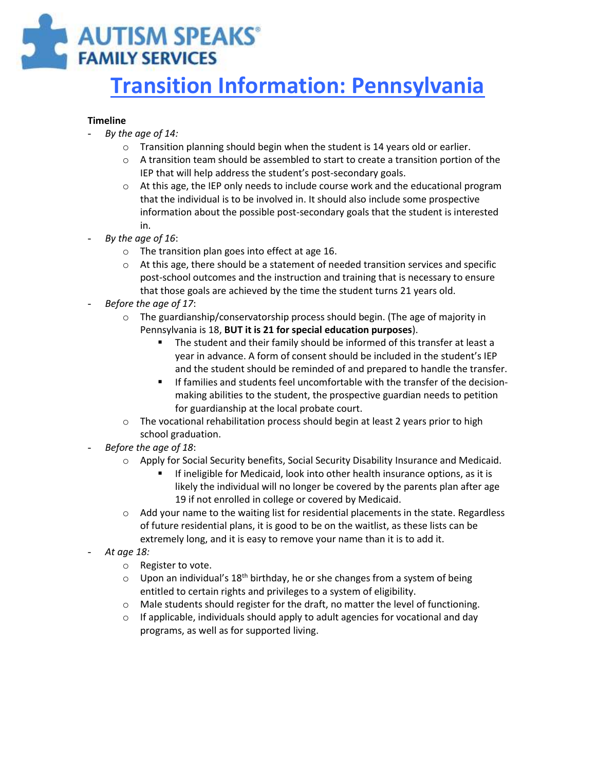AUTISM SPEAKS®
FAMILY SERVICES

# Transition Information: Pennsylvania

**Timeline**

- *By the age of 14:*
  - Transition planning should begin when the student is 14 years old or earlier.
  - A transition team should be assembled to start to create a transition portion of the IEP that will help address the student's post-secondary goals.
  - At this age, the IEP only needs to include course work and the educational program that the individual is to be involved in. It should also include some prospective information about the possible post-secondary goals that the student is interested in.
- *By the age of 16*:
  - The transition plan goes into effect at age 16.
  - At this age, there should be a statement of needed transition services and specific post-school outcomes and the instruction and training that is necessary to ensure that those goals are achieved by the time the student turns 21 years old.
- *Before the age of 17*:
  - The guardianship/conservatorship process should begin. (The age of majority in Pennsylvania is 18, **BUT it is 21 for special education purposes**).
    - The student and their family should be informed of this transfer at least a year in advance. A form of consent should be included in the student's IEP and the student should be reminded of and prepared to handle the transfer.
    - If families and students feel uncomfortable with the transfer of the decision-making abilities to the student, the prospective guardian needs to petition for guardianship at the local probate court.
  - The vocational rehabilitation process should begin at least 2 years prior to high school graduation.
- *Before the age of 18*:
  - Apply for Social Security benefits, Social Security Disability Insurance and Medicaid.
    - If ineligible for Medicaid, look into other health insurance options, as it is likely the individual will no longer be covered by the parents plan after age 19 if not enrolled in college or covered by Medicaid.
  - Add your name to the waiting list for residential placements in the state. Regardless of future residential plans, it is good to be on the waitlist, as these lists can be extremely long, and it is easy to remove your name than it is to add it.
- *At age 18:*
  - Register to vote.
  - Upon an individual's 18th birthday, he or she changes from a system of being entitled to certain rights and privileges to a system of eligibility.
  - Male students should register for the draft, no matter the level of functioning.
  - If applicable, individuals should apply to adult agencies for vocational and day programs, as well as for supported living.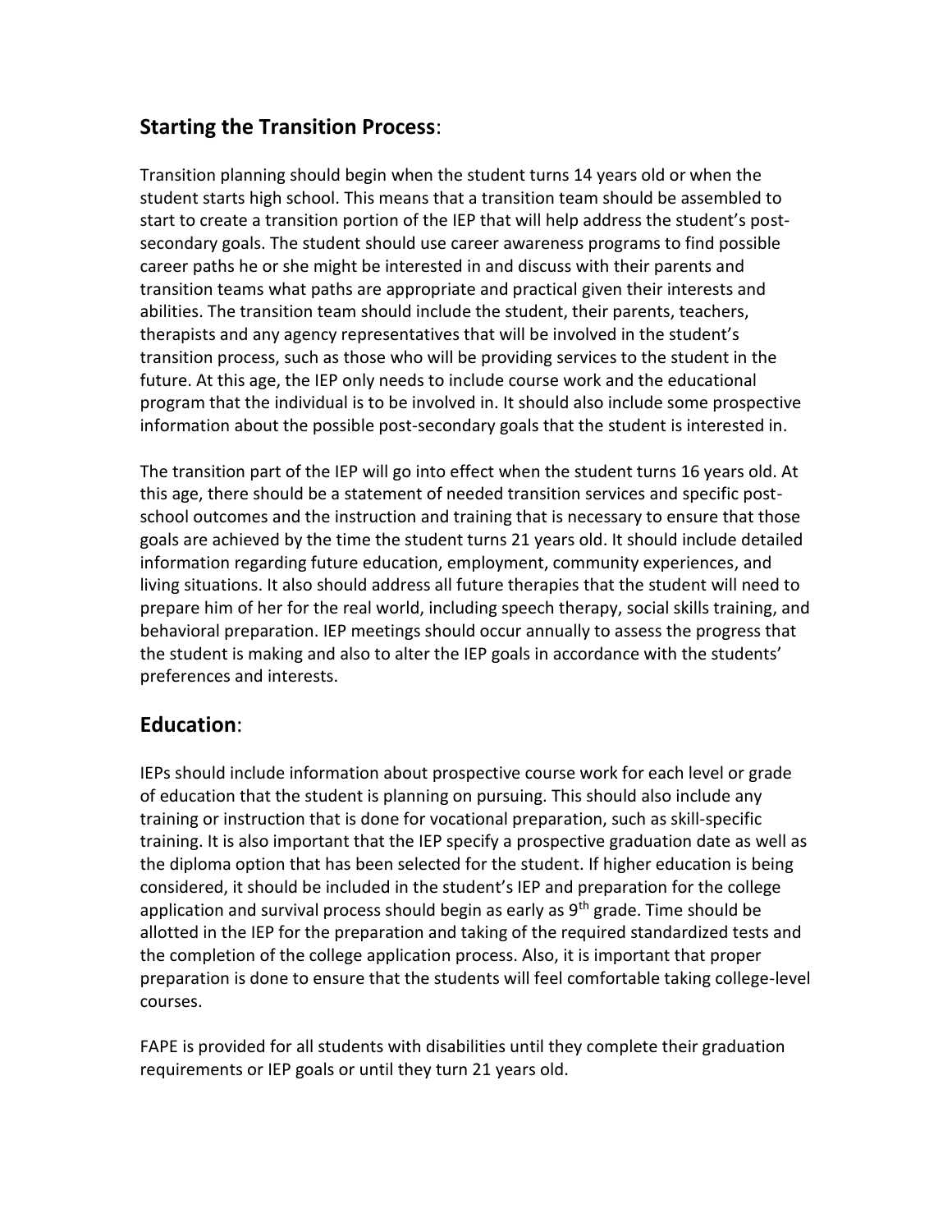## **Starting the Transition Process**:

Transition planning should begin when the student turns 14 years old or when the student starts high school. This means that a transition team should be assembled to start to create a transition portion of the IEP that will help address the student's post-secondary goals. The student should use career awareness programs to find possible career paths he or she might be interested in and discuss with their parents and transition teams what paths are appropriate and practical given their interests and abilities. The transition team should include the student, their parents, teachers, therapists and any agency representatives that will be involved in the student's transition process, such as those who will be providing services to the student in the future. At this age, the IEP only needs to include course work and the educational program that the individual is to be involved in. It should also include some prospective information about the possible post-secondary goals that the student is interested in.

The transition part of the IEP will go into effect when the student turns 16 years old. At this age, there should be a statement of needed transition services and specific post-school outcomes and the instruction and training that is necessary to ensure that those goals are achieved by the time the student turns 21 years old. It should include detailed information regarding future education, employment, community experiences, and living situations. It also should address all future therapies that the student will need to prepare him of her for the real world, including speech therapy, social skills training, and behavioral preparation. IEP meetings should occur annually to assess the progress that the student is making and also to alter the IEP goals in accordance with the students' preferences and interests.

## **Education**:

IEPs should include information about prospective course work for each level or grade of education that the student is planning on pursuing. This should also include any training or instruction that is done for vocational preparation, such as skill-specific training. It is also important that the IEP specify a prospective graduation date as well as the diploma option that has been selected for the student. If higher education is being considered, it should be included in the student's IEP and preparation for the college application and survival process should begin as early as 9th grade. Time should be allotted in the IEP for the preparation and taking of the required standardized tests and the completion of the college application process. Also, it is important that proper preparation is done to ensure that the students will feel comfortable taking college-level courses.

FAPE is provided for all students with disabilities until they complete their graduation requirements or IEP goals or until they turn 21 years old.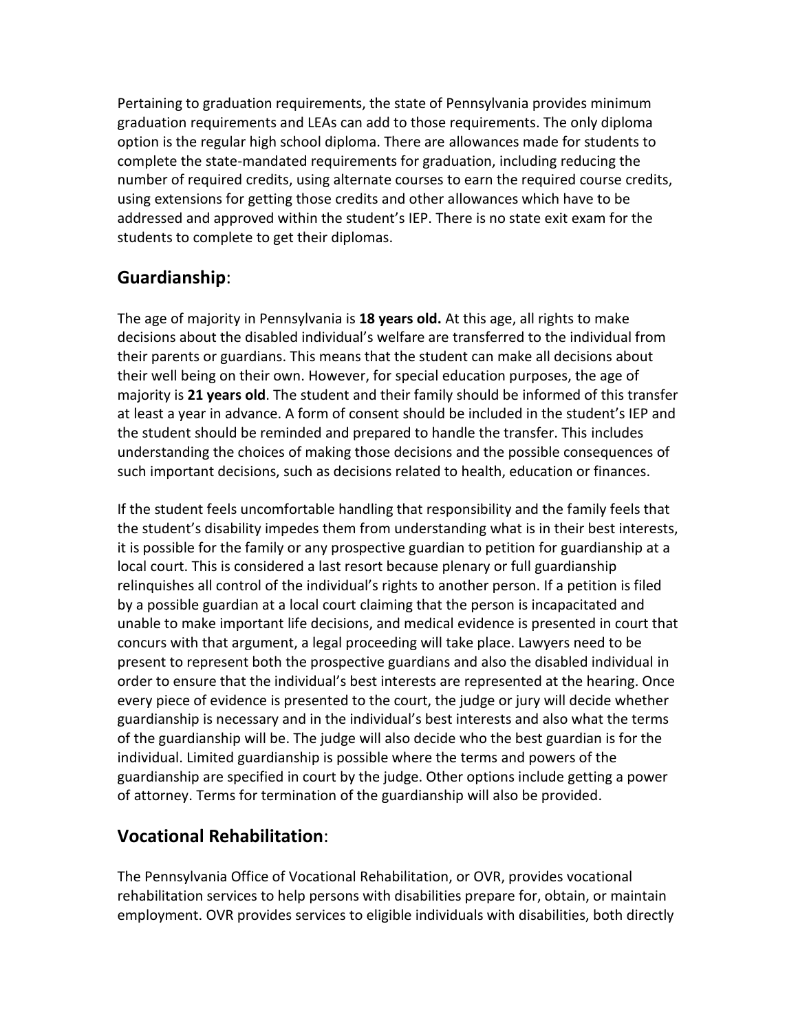Pertaining to graduation requirements, the state of Pennsylvania provides minimum graduation requirements and LEAs can add to those requirements. The only diploma option is the regular high school diploma. There are allowances made for students to complete the state-mandated requirements for graduation, including reducing the number of required credits, using alternate courses to earn the required course credits, using extensions for getting those credits and other allowances which have to be addressed and approved within the student's IEP. There is no state exit exam for the students to complete to get their diplomas.

## Guardianship:

The age of majority in Pennsylvania is **18 years old.** At this age, all rights to make decisions about the disabled individual's welfare are transferred to the individual from their parents or guardians. This means that the student can make all decisions about their well being on their own. However, for special education purposes, the age of majority is **21 years old**. The student and their family should be informed of this transfer at least a year in advance. A form of consent should be included in the student's IEP and the student should be reminded and prepared to handle the transfer. This includes understanding the choices of making those decisions and the possible consequences of such important decisions, such as decisions related to health, education or finances.

If the student feels uncomfortable handling that responsibility and the family feels that the student's disability impedes them from understanding what is in their best interests, it is possible for the family or any prospective guardian to petition for guardianship at a local court. This is considered a last resort because plenary or full guardianship relinquishes all control of the individual's rights to another person. If a petition is filed by a possible guardian at a local court claiming that the person is incapacitated and unable to make important life decisions, and medical evidence is presented in court that concurs with that argument, a legal proceeding will take place. Lawyers need to be present to represent both the prospective guardians and also the disabled individual in order to ensure that the individual's best interests are represented at the hearing. Once every piece of evidence is presented to the court, the judge or jury will decide whether guardianship is necessary and in the individual's best interests and also what the terms of the guardianship will be. The judge will also decide who the best guardian is for the individual. Limited guardianship is possible where the terms and powers of the guardianship are specified in court by the judge. Other options include getting a power of attorney. Terms for termination of the guardianship will also be provided.

## Vocational Rehabilitation:

The Pennsylvania Office of Vocational Rehabilitation, or OVR, provides vocational rehabilitation services to help persons with disabilities prepare for, obtain, or maintain employment. OVR provides services to eligible individuals with disabilities, both directly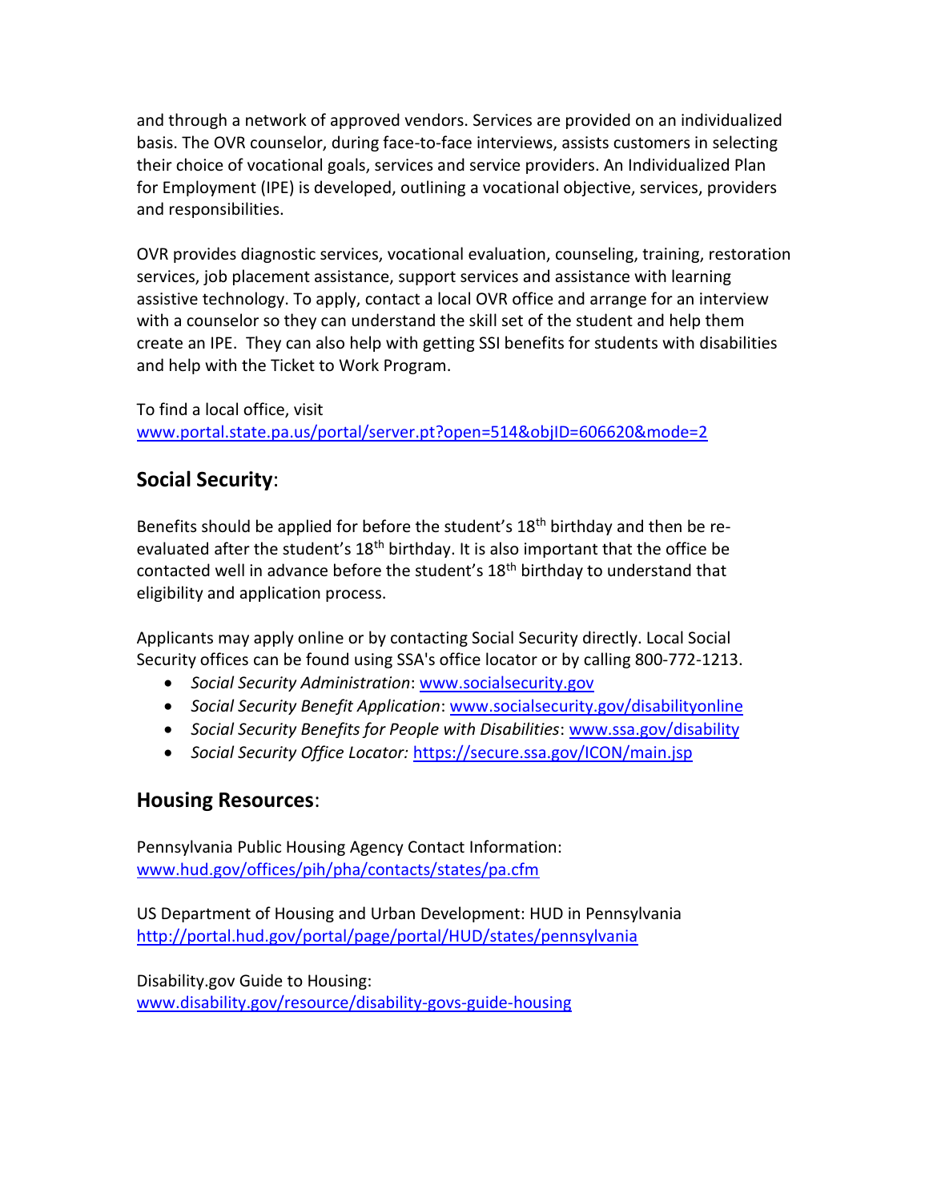and through a network of approved vendors. Services are provided on an individualized basis. The OVR counselor, during face-to-face interviews, assists customers in selecting their choice of vocational goals, services and service providers. An Individualized Plan for Employment (IPE) is developed, outlining a vocational objective, services, providers and responsibilities.

OVR provides diagnostic services, vocational evaluation, counseling, training, restoration services, job placement assistance, support services and assistance with learning assistive technology. To apply, contact a local OVR office and arrange for an interview with a counselor so they can understand the skill set of the student and help them create an IPE. They can also help with getting SSI benefits for students with disabilities and help with the Ticket to Work Program.

To find a local office, visit [www.portal.state.pa.us/portal/server.pt?open=514&objID=606620&mode=2](www.portal.state.pa.us/portal/server.pt?open=514&objID=606620&mode=2)

## **Social Security**:

Benefits should be applied for before the student's 18th birthday and then be re-evaluated after the student's 18th birthday. It is also important that the office be contacted well in advance before the student's 18th birthday to understand that eligibility and application process.

Applicants may apply online or by contacting Social Security directly. Local Social Security offices can be found using SSA's office locator or by calling 800-772-1213.

- *Social Security Administration*: [www.socialsecurity.gov](www.socialsecurity.gov)
- *Social Security Benefit Application*: [www.socialsecurity.gov/disabilityonline](www.socialsecurity.gov/disabilityonline)
- *Social Security Benefits for People with Disabilities*: [www.ssa.gov/disability](www.ssa.gov/disability)
- *Social Security Office Locator:* [https://secure.ssa.gov/ICON/main.jsp](https://secure.ssa.gov/ICON/main.jsp)

## **Housing Resources**:

Pennsylvania Public Housing Agency Contact Information: [www.hud.gov/offices/pih/pha/contacts/states/pa.cfm](www.hud.gov/offices/pih/pha/contacts/states/pa.cfm)

US Department of Housing and Urban Development: HUD in Pennsylvania [http://portal.hud.gov/portal/page/portal/HUD/states/pennsylvania](http://portal.hud.gov/portal/page/portal/HUD/states/pennsylvania)

Disability.gov Guide to Housing: [www.disability.gov/resource/disability-govs-guide-housing](www.disability.gov/resource/disability-govs-guide-housing)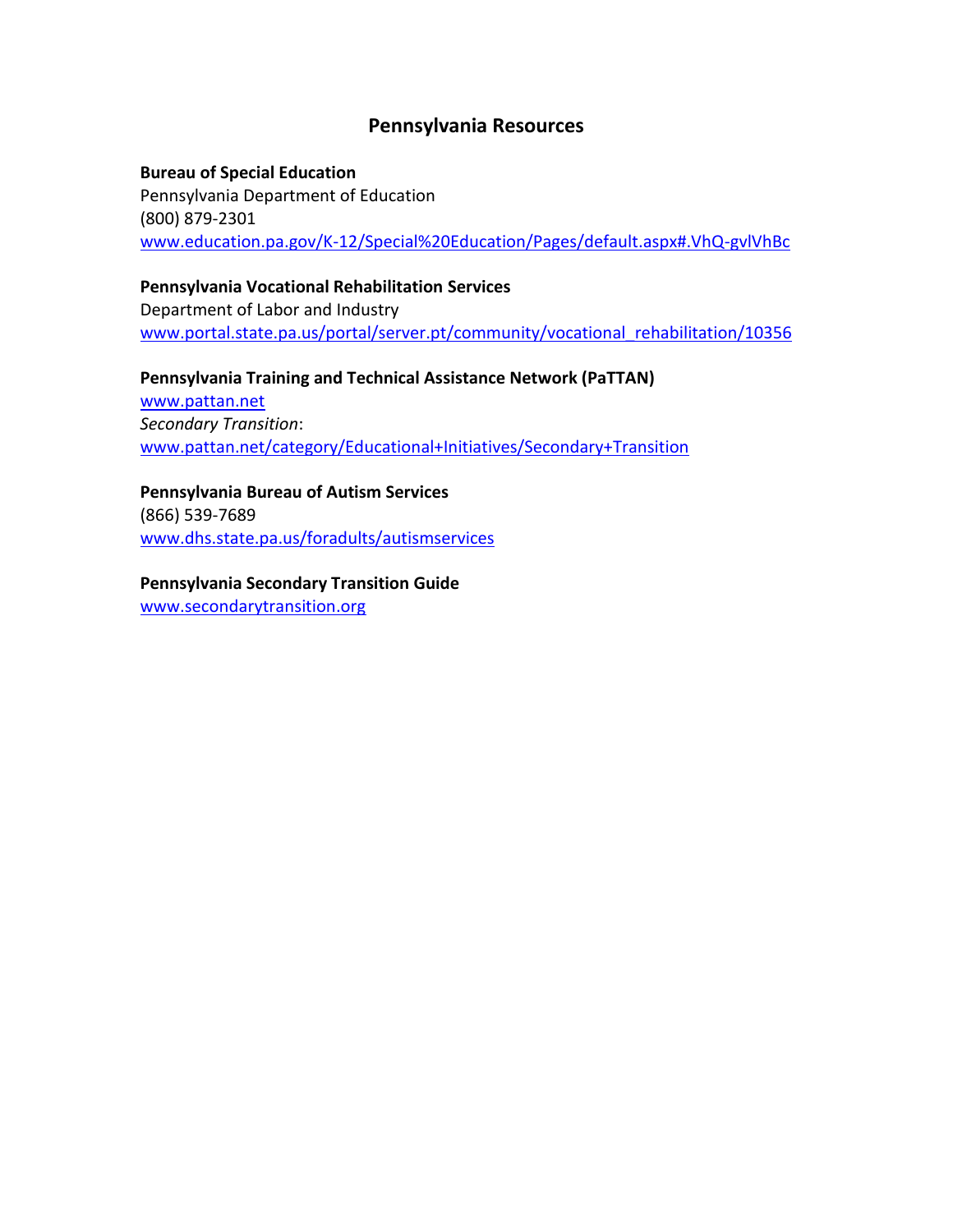## Pennsylvania Resources

**Bureau of Special Education**
Pennsylvania Department of Education
(800) 879-2301
www.education.pa.gov/K-12/Special%20Education/Pages/default.aspx#.VhQ-gvlVhBc

**Pennsylvania Vocational Rehabilitation Services**
Department of Labor and Industry
www.portal.state.pa.us/portal/server.pt/community/vocational_rehabilitation/10356

**Pennsylvania Training and Technical Assistance Network (PaTTAN)**
www.pattan.net
*Secondary Transition*:
www.pattan.net/category/Educational+Initiatives/Secondary+Transition

**Pennsylvania Bureau of Autism Services**
(866) 539-7689
www.dhs.state.pa.us/foradults/autismservices

**Pennsylvania Secondary Transition Guide**
www.secondarytransition.org